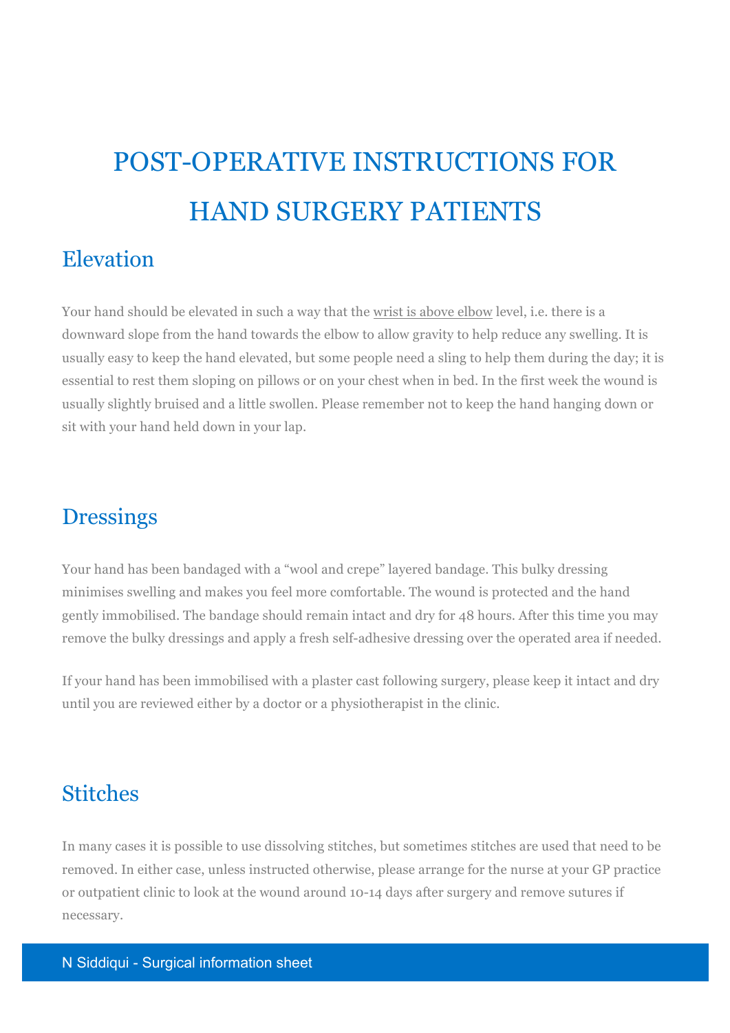# POST-OPERATIVE INSTRUCTIONS FOR HAND SURGERY PATIENTS

## Elevation

Your hand should be elevated in such a way that the <u>wrist is above elbow</u> level, i.e. there is a downward slope from the hand towards the elbow to allow gravity to help reduce any swelling. It is usually easy to keep the hand elevated, but some people need a sling to help them during the day; it is essential to rest them sloping on pillows or on your chest when in bed. In the first week the wound is usually slightly bruised and a little swollen. Please remember not to keep the hand hanging down or sit with your hand held down in your lap.

## Dressings

Your hand has been bandaged with a "wool and crepe" layered bandage. This bulky dressing minimises swelling and makes you feel more comfortable. The wound is protected and the hand gently immobilised. The bandage should remain intact and dry for 48 hours. After this time you may remove the bulky dressings and apply a fresh self-adhesive dressing over the operated area if needed.

If your hand has been immobilised with a plaster cast following surgery, please keep it intact and dry until you are reviewed either by a doctor or a physiotherapist in the clinic.

## Stitches

In many cases it is possible to use dissolving stitches, but sometimes stitches are used that need to be removed. In either case, unless instructed otherwise, please arrange for the nurse at your GP practice or outpatient clinic to look at the wound around 10-14 days after surgery and remove sutures if necessary.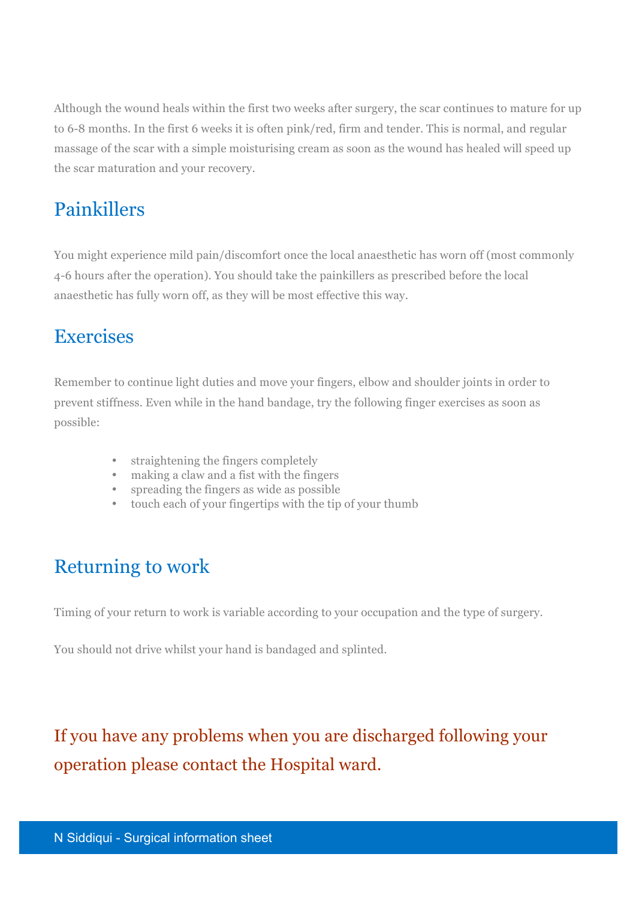Although the wound heals within the first two weeks after surgery, the scar continues to mature for up to 6-8 months. In the first 6 weeks it is often pink/red, firm and tender. This is normal, and regular massage of the scar with a simple moisturising cream as soon as the wound has healed will speed up the scar maturation and your recovery.

## Painkillers

You might experience mild pain/discomfort once the local anaesthetic has worn off (most commonly 4-6 hours after the operation). You should take the painkillers as prescribed before the local anaesthetic has fully worn off, as they will be most effective this way.

## Exercises

Remember to continue light duties and move your fingers, elbow and shoulder joints in order to prevent stiffness. Even while in the hand bandage, try the following finger exercises as soon as possible:

- straightening the fingers completely
- making a claw and a fist with the fingers
- spreading the fingers as wide as possible
- touch each of your fingertips with the tip of your thumb

## Returning to work

Timing of your return to work is variable according to your occupation and the type of surgery.

You should not drive whilst your hand is bandaged and splinted.

**If you have any problems when you are discharged following your operation please contact the Hospital ward.**